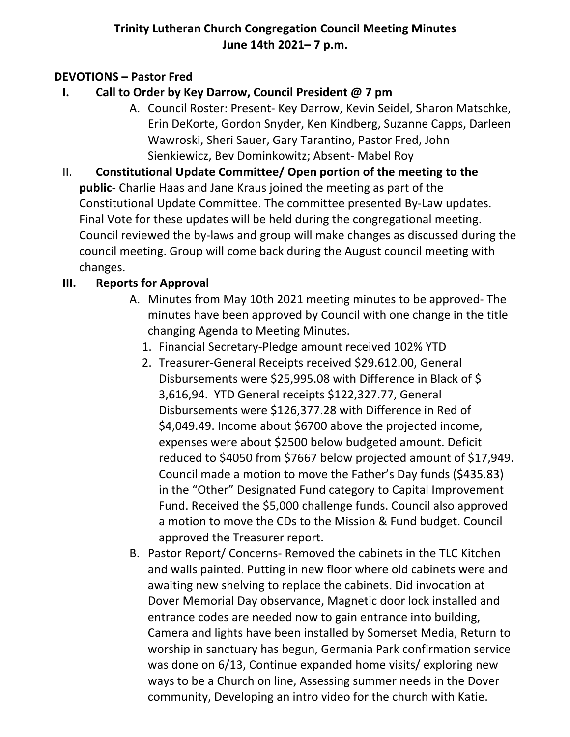**Trinity Lutheran Church Congregation Council Meeting Minutes**
**June 14th 2021– 7 p.m.**

**DEVOTIONS – Pastor Fred**

**I. Call to Order by Key Darrow, Council President @ 7 pm**

A. Council Roster: Present- Key Darrow, Kevin Seidel, Sharon Matschke, Erin DeKorte, Gordon Snyder, Ken Kindberg, Suzanne Capps, Darleen Wawroski, Sheri Sauer, Gary Tarantino, Pastor Fred, John Sienkiewicz, Bev Dominkowitz; Absent- Mabel Roy

II. **Constitutional Update Committee/ Open portion of the meeting to the public-** Charlie Haas and Jane Kraus joined the meeting as part of the Constitutional Update Committee. The committee presented By-Law updates. Final Vote for these updates will be held during the congregational meeting. Council reviewed the by-laws and group will make changes as discussed during the council meeting. Group will come back during the August council meeting with changes.

**III. Reports for Approval**

A. Minutes from May 10th 2021 meeting minutes to be approved- The minutes have been approved by Council with one change in the title changing Agenda to Meeting Minutes.

1. Financial Secretary-Pledge amount received 102% YTD
2. Treasurer-General Receipts received $29.612.00, General Disbursements were $25,995.08 with Difference in Black of $ 3,616,94. YTD General receipts $122,327.77, General Disbursements were $126,377.28 with Difference in Red of $4,049.49. Income about $6700 above the projected income, expenses were about $2500 below budgeted amount. Deficit reduced to $4050 from $7667 below projected amount of $17,949. Council made a motion to move the Father's Day funds ($435.83) in the "Other" Designated Fund category to Capital Improvement Fund. Received the $5,000 challenge funds. Council also approved a motion to move the CDs to the Mission & Fund budget. Council approved the Treasurer report.

B. Pastor Report/ Concerns- Removed the cabinets in the TLC Kitchen and walls painted. Putting in new floor where old cabinets were and awaiting new shelving to replace the cabinets. Did invocation at Dover Memorial Day observance, Magnetic door lock installed and entrance codes are needed now to gain entrance into building, Camera and lights have been installed by Somerset Media, Return to worship in sanctuary has begun, Germania Park confirmation service was done on 6/13, Continue expanded home visits/ exploring new ways to be a Church on line, Assessing summer needs in the Dover community, Developing an intro video for the church with Katie.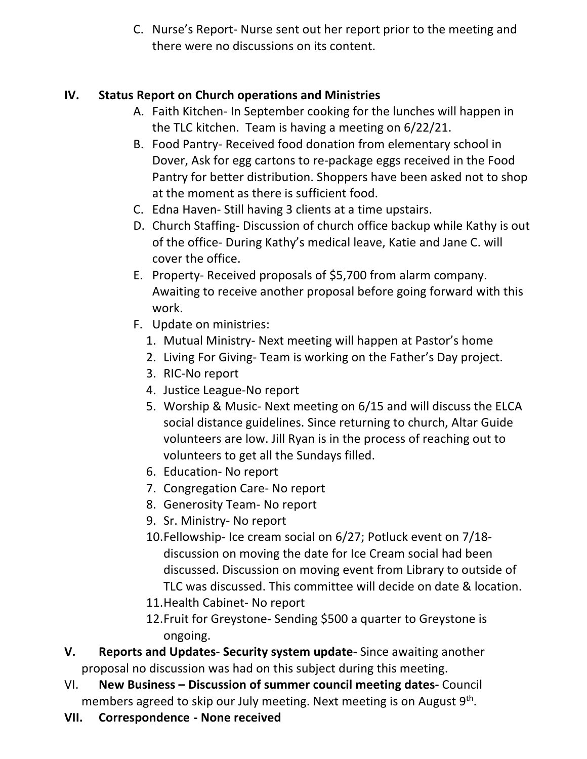C. Nurse's Report- Nurse sent out her report prior to the meeting and there were no discussions on its content.

**IV. Status Report on Church operations and Ministries**

A. Faith Kitchen- In September cooking for the lunches will happen in the TLC kitchen. Team is having a meeting on 6/22/21.

B. Food Pantry- Received food donation from elementary school in Dover, Ask for egg cartons to re-package eggs received in the Food Pantry for better distribution. Shoppers have been asked not to shop at the moment as there is sufficient food.

C. Edna Haven- Still having 3 clients at a time upstairs.

D. Church Staffing- Discussion of church office backup while Kathy is out of the office- During Kathy's medical leave, Katie and Jane C. will cover the office.

E. Property- Received proposals of $5,700 from alarm company. Awaiting to receive another proposal before going forward with this work.

F. Update on ministries:

1. Mutual Ministry- Next meeting will happen at Pastor's home
2. Living For Giving- Team is working on the Father's Day project.
3. RIC-No report
4. Justice League-No report
5. Worship & Music- Next meeting on 6/15 and will discuss the ELCA social distance guidelines. Since returning to church, Altar Guide volunteers are low. Jill Ryan is in the process of reaching out to volunteers to get all the Sundays filled.
6. Education- No report
7. Congregation Care- No report
8. Generosity Team- No report
9. Sr. Ministry- No report
10. Fellowship- Ice cream social on 6/27; Potluck event on 7/18- discussion on moving the date for Ice Cream social had been discussed. Discussion on moving event from Library to outside of TLC was discussed. This committee will decide on date & location.
11. Health Cabinet- No report
12. Fruit for Greystone- Sending $500 a quarter to Greystone is ongoing.

**V. Reports and Updates- Security system update-** Since awaiting another proposal no discussion was had on this subject during this meeting.

VI. **New Business – Discussion of summer council meeting dates-** Council members agreed to skip our July meeting. Next meeting is on August 9th.

**VII. Correspondence - None received**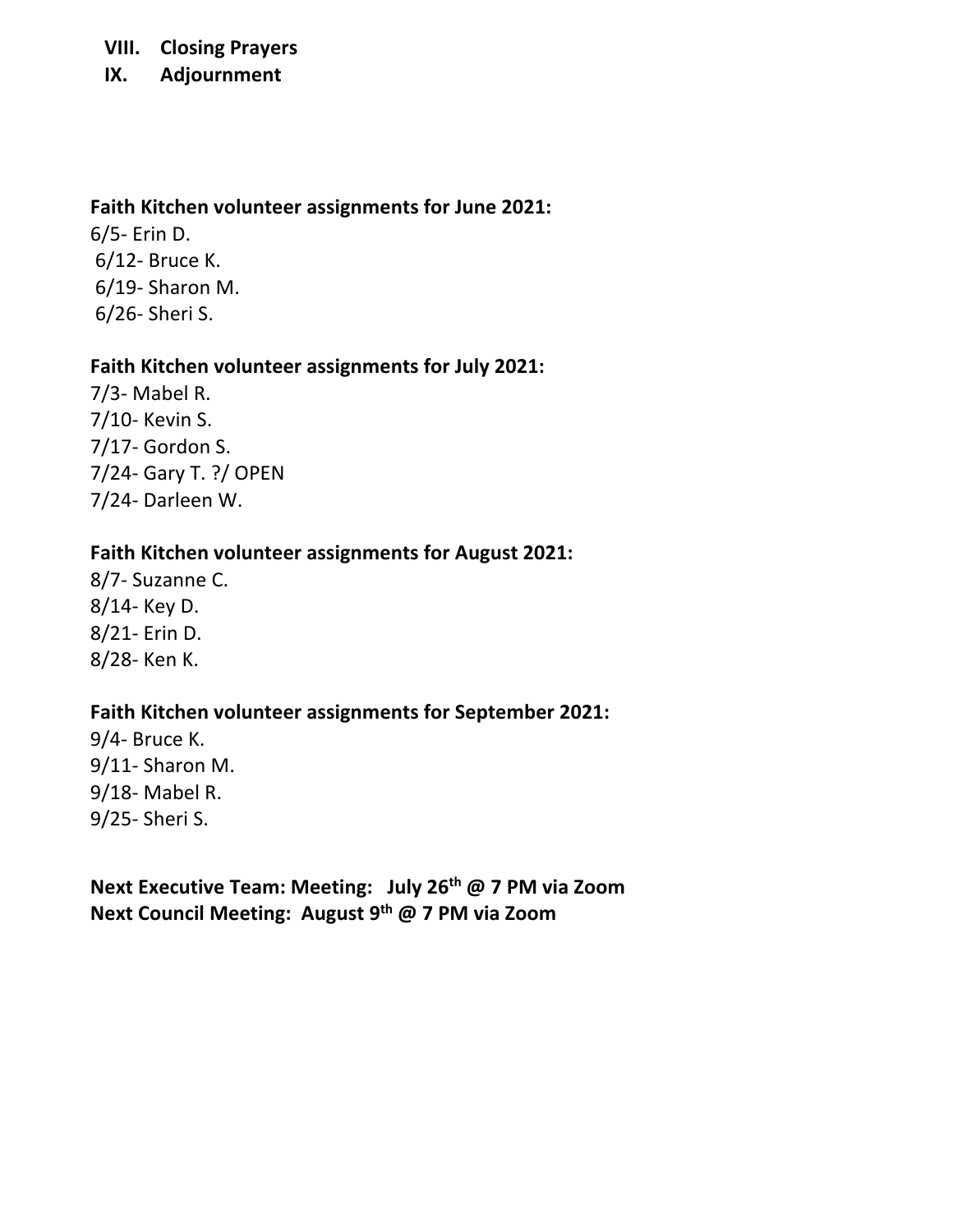VIII. **Closing Prayers**

IX. **Adjournment**

**Faith Kitchen volunteer assignments for June 2021:**

6/5- Erin D.
6/12- Bruce K.
6/19- Sharon M.
6/26- Sheri S.

**Faith Kitchen volunteer assignments for July 2021:**

7/3- Mabel R.
7/10- Kevin S.
7/17- Gordon S.
7/24- Gary T. ?/ OPEN
7/24- Darleen W.

**Faith Kitchen volunteer assignments for August 2021:**

8/7- Suzanne C.
8/14- Key D.
8/21- Erin D.
8/28- Ken K.

**Faith Kitchen volunteer assignments for September 2021:**

9/4- Bruce K.
9/11- Sharon M.
9/18- Mabel R.
9/25- Sheri S.

**Next Executive Team: Meeting: July 26th @ 7 PM via Zoom**
**Next Council Meeting: August 9th @ 7 PM via Zoom**